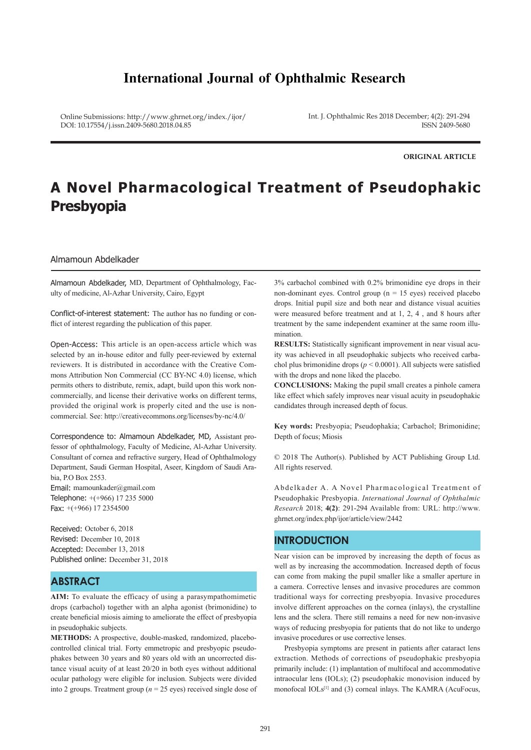# International Journal of Ophthalmic Research

Online Submissions: http://www.ghrnet.org/index./ijor/
DOI: 10.17554/j.issn.2409-5680.2018.04.85

Int. J. Ophthalmic Res 2018 December; 4(2): 291-294
ISSN 2409-5680

**ORIGINAL ARTICLE**

# A Novel Pharmacological Treatment of Pseudophakic Presbyopia

Almamoun Abdelkader

Almamoun Abdelkader, MD, Department of Ophthalmology, Faculty of medicine, Al-Azhar University, Cairo, Egypt

Conflict-of-interest statement: The author has no funding or conflict of interest regarding the publication of this paper.

Open-Access: This article is an open-access article which was selected by an in-house editor and fully peer-reviewed by external reviewers. It is distributed in accordance with the Creative Commons Attribution Non Commercial (CC BY-NC 4.0) license, which permits others to distribute, remix, adapt, build upon this work non-commercially, and license their derivative works on different terms, provided the original work is properly cited and the use is non-commercial. See: http://creativecommons.org/licenses/by-nc/4.0/

Correspondence to: Almamoun Abdelkader, MD, Assistant professor of ophthalmology, Faculty of Medicine, Al-Azhar University. Consultant of cornea and refractive surgery, Head of Ophthalmology Department, Saudi German Hospital, Aseer, Kingdom of Saudi Arabia, P.O Box 2553.
Email: mamounkader@gmail.com
Telephone: +(+966) 17 235 5000
Fax: +(+966) 17 2354500

Received: October 6, 2018
Revised: December 10, 2018
Accepted: December 13, 2018
Published online: December 31, 2018

## ABSTRACT

**AIM:** To evaluate the efficacy of using a parasympathomimetic drops (carbachol) together with an alpha agonist (brimonidine) to create beneficial miosis aiming to ameliorate the effect of presbyopia in pseudophakic subjects.

**METHODS:** A prospective, double-masked, randomized, placebo-controlled clinical trial. Forty emmetropic and presbyopic pseudophakes between 30 years and 80 years old with an uncorrected distance visual acuity of at least 20/20 in both eyes without additional ocular pathology were eligible for inclusion. Subjects were divided into 2 groups. Treatment group ($n = 25$ eyes) received single dose of 3% carbachol combined with 0.2% brimonidine eye drops in their non-dominant eyes. Control group (n = 15 eyes) received placebo drops. Initial pupil size and both near and distance visual acuities were measured before treatment and at 1, 2, 4 , and 8 hours after treatment by the same independent examiner at the same room illumination.

**RESULTS:** Statistically significant improvement in near visual acuity was achieved in all pseudophakic subjects who received carbachol plus brimonidine drops ($p < 0.0001$). All subjects were satisfied with the drops and none liked the placebo.

**CONCLUSIONS:** Making the pupil small creates a pinhole camera like effect which safely improves near visual acuity in pseudophakic candidates through increased depth of focus.

**Key words:** Presbyopia; Pseudophakia; Carbachol; Brimonidine; Depth of focus; Miosis

© 2018 The Author(s). Published by ACT Publishing Group Ltd. All rights reserved.

Abdelkader A. A Novel Pharmacological Treatment of Pseudophakic Presbyopia. *International Journal of Ophthalmic Research* 2018; **4(2)**: 291-294 Available from: URL: http://www.ghrnet.org/index.php/ijor/article/view/2442

## INTRODUCTION

Near vision can be improved by increasing the depth of focus as well as by increasing the accommodation. Increased depth of focus can come from making the pupil smaller like a smaller aperture in a camera. Corrective lenses and invasive procedures are common traditional ways for correcting presbyopia. Invasive procedures involve different approaches on the cornea (inlays), the crystalline lens and the sclera. There still remains a need for new non-invasive ways of reducing presbyopia for patients that do not like to undergo invasive procedures or use corrective lenses.

Presbyopia symptoms are present in patients after cataract lens extraction. Methods of corrections of pseudophakic presbyopia primarily include: (1) implantation of multifocal and accommodative intraocular lens (IOLs); (2) pseudophakic monovision induced by monofocal IOLs[1] and (3) corneal inlays. The KAMRA (AcuFocus,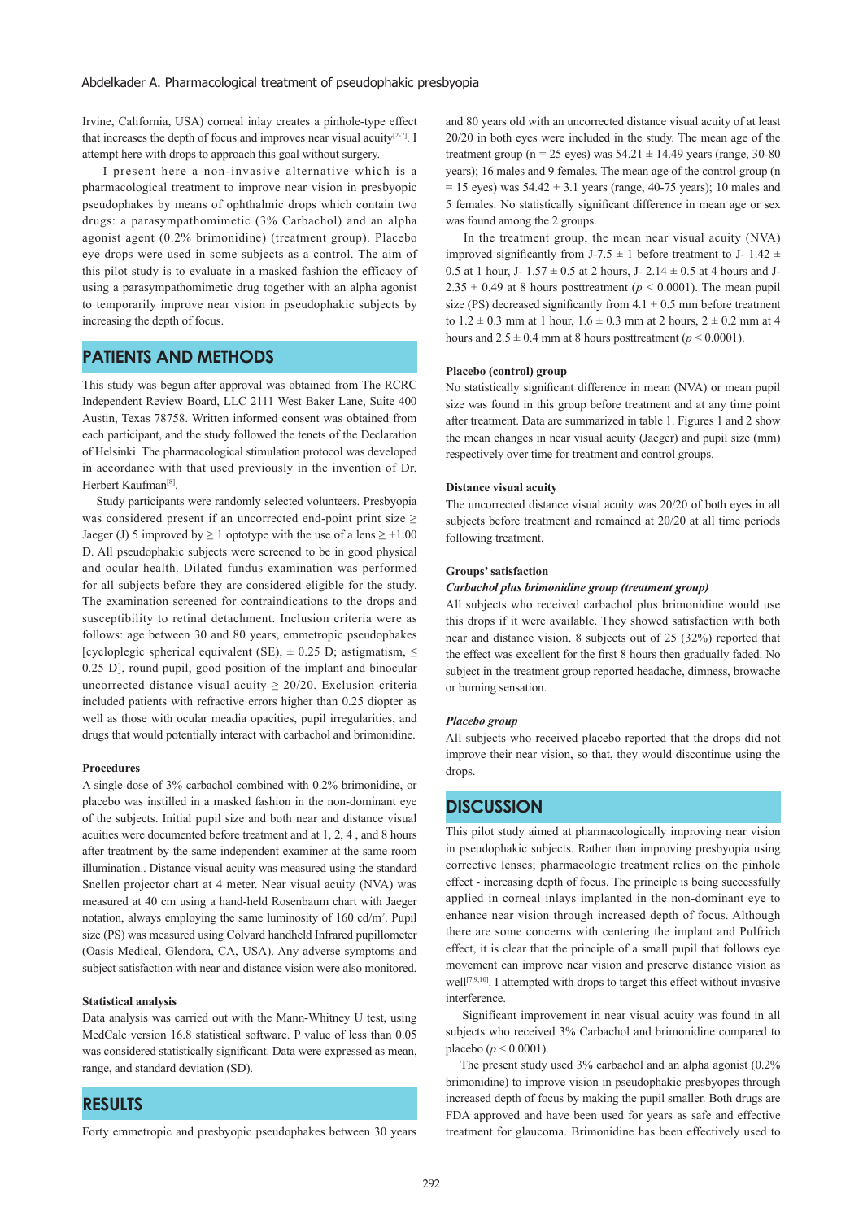Irvine, California, USA) corneal inlay creates a pinhole-type effect that increases the depth of focus and improves near visual acuity[2-7]. I attempt here with drops to approach this goal without surgery.

I present here a non-invasive alternative which is a pharmacological treatment to improve near vision in presbyopic pseudophakes by means of ophthalmic drops which contain two drugs: a parasympathomimetic (3% Carbachol) and an alpha agonist agent (0.2% brimonidine) (treatment group). Placebo eye drops were used in some subjects as a control. The aim of this pilot study is to evaluate in a masked fashion the efficacy of using a parasympathomimetic drug together with an alpha agonist to temporarily improve near vision in pseudophakic subjects by increasing the depth of focus.

## PATIENTS AND METHODS

This study was begun after approval was obtained from The RCRC Independent Review Board, LLC 2111 West Baker Lane, Suite 400 Austin, Texas 78758. Written informed consent was obtained from each participant, and the study followed the tenets of the Declaration of Helsinki. The pharmacological stimulation protocol was developed in accordance with that used previously in the invention of Dr. Herbert Kaufman[8].

Study participants were randomly selected volunteers. Presbyopia was considered present if an uncorrected end-point print size ≥ Jaeger (J) 5 improved by ≥ 1 optotype with the use of a lens ≥ +1.00 D. All pseudophakic subjects were screened to be in good physical and ocular health. Dilated fundus examination was performed for all subjects before they are considered eligible for the study. The examination screened for contraindications to the drops and susceptibility to retinal detachment. Inclusion criteria were as follows: age between 30 and 80 years, emmetropic pseudophakes [cycloplegic spherical equivalent (SE), ± 0.25 D; astigmatism, ≤ 0.25 D], round pupil, good position of the implant and binocular uncorrected distance visual acuity ≥ 20/20. Exclusion criteria included patients with refractive errors higher than 0.25 diopter as well as those with ocular meadia opacities, pupil irregularities, and drugs that would potentially interact with carbachol and brimonidine.

### Procedures

A single dose of 3% carbachol combined with 0.2% brimonidine, or placebo was instilled in a masked fashion in the non-dominant eye of the subjects. Initial pupil size and both near and distance visual acuities were documented before treatment and at 1, 2, 4 , and 8 hours after treatment by the same independent examiner at the same room illumination.. Distance visual acuity was measured using the standard Snellen projector chart at 4 meter. Near visual acuity (NVA) was measured at 40 cm using a hand-held Rosenbaum chart with Jaeger notation, always employing the same luminosity of 160 cd/m$^2$. Pupil size (PS) was measured using Colvard handheld Infrared pupillometer (Oasis Medical, Glendora, CA, USA). Any adverse symptoms and subject satisfaction with near and distance vision were also monitored.

### Statistical analysis

Data analysis was carried out with the Mann-Whitney U test, using MedCalc version 16.8 statistical software. P value of less than 0.05 was considered statistically significant. Data were expressed as mean, range, and standard deviation (SD).

## RESULTS

Forty emmetropic and presbyopic pseudophakes between 30 years and 80 years old with an uncorrected distance visual acuity of at least 20/20 in both eyes were included in the study. The mean age of the treatment group (n = 25 eyes) was 54.21 ± 14.49 years (range, 30-80 years); 16 males and 9 females. The mean age of the control group (n = 15 eyes) was 54.42 ± 3.1 years (range, 40-75 years); 10 males and 5 females. No statistically significant difference in mean age or sex was found among the 2 groups.

In the treatment group, the mean near visual acuity (NVA) improved significantly from J-7.5 ± 1 before treatment to J- 1.42 ± 0.5 at 1 hour, J- 1.57 ± 0.5 at 2 hours, J- 2.14 ± 0.5 at 4 hours and J- 2.35 ± 0.49 at 8 hours posttreatment ($p$ < 0.0001). The mean pupil size (PS) decreased significantly from 4.1 ± 0.5 mm before treatment to 1.2 ± 0.3 mm at 1 hour, 1.6 ± 0.3 mm at 2 hours, 2 ± 0.2 mm at 4 hours and 2.5 ± 0.4 mm at 8 hours posttreatment ($p$ < 0.0001).

### Placebo (control) group

No statistically significant difference in mean (NVA) or mean pupil size was found in this group before treatment and at any time point after treatment. Data are summarized in table 1. Figures 1 and 2 show the mean changes in near visual acuity (Jaeger) and pupil size (mm) respectively over time for treatment and control groups.

### Distance visual acuity

The uncorrected distance visual acuity was 20/20 of both eyes in all subjects before treatment and remained at 20/20 at all time periods following treatment.

### Groups' satisfaction

***Carbachol plus brimonidine group (treatment group)***

All subjects who received carbachol plus brimonidine would use this drops if it were available. They showed satisfaction with both near and distance vision. 8 subjects out of 25 (32%) reported that the effect was excellent for the first 8 hours then gradually faded. No subject in the treatment group reported headache, dimness, browache or burning sensation.

***Placebo group***

All subjects who received placebo reported that the drops did not improve their near vision, so that, they would discontinue using the drops.

## DISCUSSION

This pilot study aimed at pharmacologically improving near vision in pseudophakic subjects. Rather than improving presbyopia using corrective lenses; pharmacologic treatment relies on the pinhole effect - increasing depth of focus. The principle is being successfully applied in corneal inlays implanted in the non-dominant eye to enhance near vision through increased depth of focus. Although there are some concerns with centering the implant and Pulfrich effect, it is clear that the principle of a small pupil that follows eye movement can improve near vision and preserve distance vision as well[7,9,10]. I attempted with drops to target this effect without invasive interference.

Significant improvement in near visual acuity was found in all subjects who received 3% Carbachol and brimonidine compared to placebo ($p$ < 0.0001).

The present study used 3% carbachol and an alpha agonist (0.2% brimonidine) to improve vision in pseudophakic presbyopes through increased depth of focus by making the pupil smaller. Both drugs are FDA approved and have been used for years as safe and effective treatment for glaucoma. Brimonidine has been effectively used to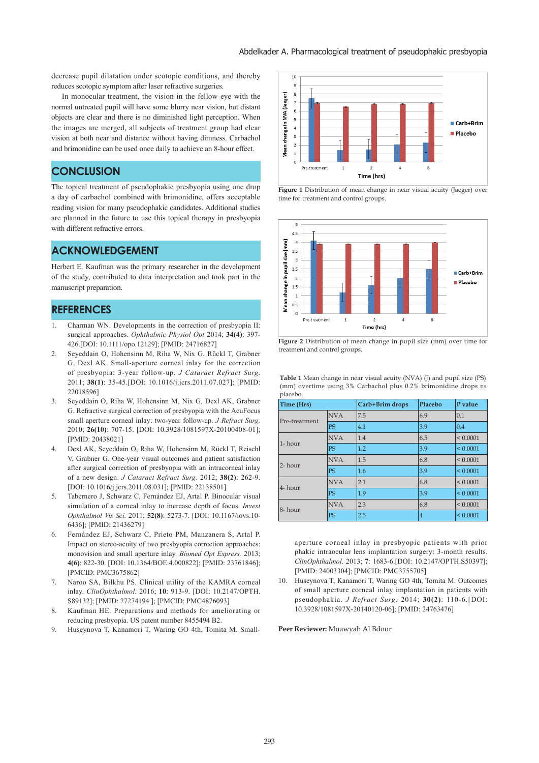decrease pupil dilatation under scotopic conditions, and thereby reduces scotopic symptom after laser refractive surgeries.

In monocular treatment, the vision in the fellow eye with the normal untreated pupil will have some blurry near vision, but distant objects are clear and there is no diminished light perception. When the images are merged, all subjects of treatment group had clear vision at both near and distance without having dimness. Carbachol and brimonidine can be used once daily to achieve an 8-hour effect.

## CONCLUSION

The topical treatment of pseudophakic presbyopia using one drop a day of carbachol combined with brimonidine, offers acceptable reading vision for many pseudophakic candidates. Additional studies are planned in the future to use this topical therapy in presbyopia with different refractive errors.

## ACKNOWLEDGEMENT

Herbert E. Kaufman was the primary researcher in the development of the study, contributed to data interpretation and took part in the manuscript preparation.

## REFERENCES

1. Charman WN. Developments in the correction of presbyopia II: surgical approaches. *Ophthalmic Physiol Opt* 2014; **34(4)**: 397-426.[DOI: 10.1111/opo.12129]; [PMID: 24716827]
2. Seyeddain O, Hohensinn M, Riha W, Nix G, Rückl T, Grabner G, Dexl AK. Small-aperture corneal inlay for the correction of presbyopia: 3-year follow-up. *J Cataract Refract Surg.* 2011; **38(1)**: 35-45.[DOI: 10.1016/j.jcrs.2011.07.027]; [PMID: 22018596]
3. Seyeddain O, Riha W, Hohensinn M, Nix G, Dexl AK, Grabner G. Refractive surgical correction of presbyopia with the AcuFocus small aperture corneal inlay: two-year follow-up. *J Refract Surg.* 2010; **26(10)**: 707-15. [DOI: 10.3928/1081597X-20100408-01]; [PMID: 20438021]
4. Dexl AK, Seyeddain O, Riha W, Hohensinn M, Rückl T, Reischl V, Grabner G. One-year visual outcomes and patient satisfaction after surgical correction of presbyopia with an intracorneal inlay of a new design. *J Cataract Refract Surg.* 2012; **38(2)**: 262-9. [DOI: 10.1016/j.jcrs.2011.08.031]; [PMID: 22138501]
5. Tabernero J, Schwarz C, Fernández EJ, Artal P. Binocular visual simulation of a corneal inlay to increase depth of focus. *Invest Ophthalmol Vis Sci.* 2011; **52(8)**: 5273-7. [DOI: 10.1167/iovs.10-6436]; [PMID: 21436279]
6. Fernández EJ, Schwarz C, Prieto PM, Manzanera S, Artal P. Impact on stereo-acuity of two presbyopia correction approaches: monovision and small aperture inlay. *Biomed Opt Express.* 2013; **4(6)**: 822-30. [DOI: 10.1364/BOE.4.000822]; [PMID: 23761846]; [PMCID: PMC3675862]
7. Naroo SA, Bilkhu PS. Clinical utility of the KAMRA corneal inlay. *ClinOphthalmol.* 2016; **10**: 913-9. [DOI: 10.2147/OPTH.S89132]; [PMID: 27274194 ]; [PMCID: PMC4876093]
8. Kaufman HE. Preparations and methods for ameliorating or reducing presbyopia. US patent number 8455494 B2.
9. Huseynova T, Kanamori T, Waring GO 4th, Tomita M. Small-aperture corneal inlay in presbyopic patients with prior phakic intraocular lens implantation surgery: 3-month results. *ClinOphthalmol.* 2013; **7**: 1683-6.[DOI: 10.2147/OPTH.S50397]; [PMID: 24003304]; [PMCID: PMC3755705]
10. Huseynova T, Kanamori T, Waring GO 4th, Tomita M. Outcomes of small aperture corneal inlay implantation in patients with pseudophakia. *J Refract Surg.* 2014; **30(2)**: 110-6.[DOI: 10.3928/1081597X-20140120-06]; [PMID: 24763476]

Mean change in NVA (Jaeger)
10
9
8
7
6
5
4
3
2
1
0
Pre-treatment
1
2
4
8
Time (hrs)
Carb+Brim
Placebo

Figure 1 Distribution of mean change in near visual acuity (Jaeger) over time for treatment and control groups.

Mean change in pupil size (mm)
5
4.5
4
3.5
3
2.5
2
1.5
1
0.5
0
Pre-treatment
1
2
4
8
Time (hrs)
Carb+Brim
Placebo

Figure 2 Distribution of mean change in pupil size (mm) over time for treatment and control groups.

**Table 1** Mean change in near visual acuity (NVA) (J) and pupil size (PS) (mm) overtime using 3% Carbachol plus 0.2% brimonidine drops *vs* placebo.

| Time (Hrs) | | Carb+Brim drops | Placebo | P value |
|---|---|---|---|---|
| Pre-treatment | NVA | 7.5 | 6.9 | 0.1 |
| | PS | 4.1 | 3.9 | 0.4 |
| 1- hour | NVA | 1.4 | 6.5 | < 0.0001 |
| | PS | 1.2 | 3.9 | < 0.0001 |
| 2- hour | NVA | 1.5 | 6.8 | < 0.0001 |
| | PS | 1.6 | 3.9 | < 0.0001 |
| 4- hour | NVA | 2.1 | 6.8 | < 0.0001 |
| | PS | 1.9 | 3.9 | < 0.0001 |
| 8- hour | NVA | 2.3 | 6.8 | < 0.0001 |
| | PS | 2.5 | 4 | < 0.0001 |

**Peer Reviewer:** Muawyah Al Bdour